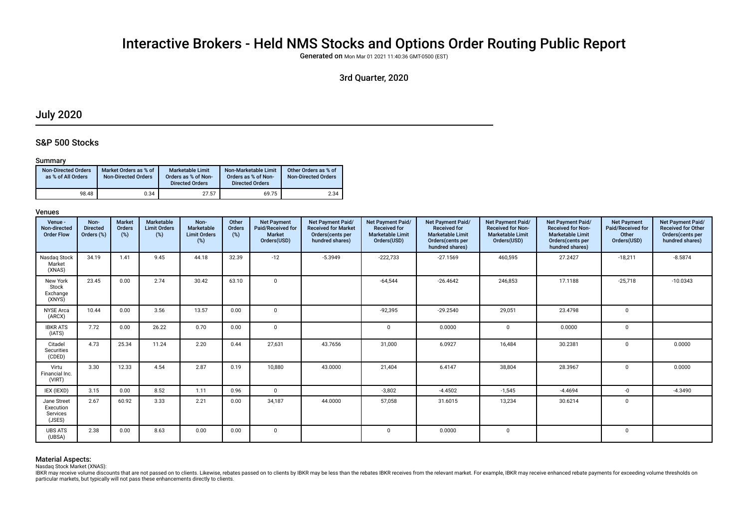# Interactive Brokers - Held NMS Stocks and Options Order Routing Public Report

**Generated on** Mon Mar 01 2021 11:40:36 GMT-0500 (EST)

3rd Quarter, 2020

## July 2020

### S&P 500 Stocks

#### Summary

| Non-Directed Orders as % of All Orders | Market Orders as % of Non-Directed Orders | Marketable Limit Orders as % of Non-Directed Orders | Non-Marketable Limit Orders as % of Non-Directed Orders | Other Orders as % of Non-Directed Orders |
|---|---|---|---|---|
| 98.48 | 0.34 | 27.57 | 69.75 | 2.34 |

#### Venues

| Venue - Non-directed Order Flow | Non-Directed Orders (%) | Market Orders (%) | Marketable Limit Orders (%) | Non-Marketable Limit Orders (%) | Other Orders (%) | Net Payment Paid/Received for Market Orders(USD) | Net Payment Paid/Received for Market Orders(cents per hundred shares) | Net Payment Paid/Received for Marketable Limit Orders(USD) | Net Payment Paid/Received for Marketable Limit Orders(cents per hundred shares) | Net Payment Paid/Received for Non-Marketable Limit Orders(USD) | Net Payment Paid/Received for Non-Marketable Limit Orders(cents per hundred shares) | Net Payment Paid/Received for Other Orders(USD) | Net Payment Paid/Received for Other Orders(cents per hundred shares) |
|---|---|---|---|---|---|---|---|---|---|---|---|---|---|
| Nasdaq Stock Market (XNAS) | 34.19 | 1.41 | 9.45 | 44.18 | 32.39 | -12 | -5.3949 | -222,733 | -27.1569 | 460,595 | 27.2427 | -18,211 | -8.5874 |
| New York Stock Exchange (XNYS) | 23.45 | 0.00 | 2.74 | 30.42 | 63.10 | 0 | | -64,544 | -26.4642 | 246,853 | 17.1188 | -25,718 | -10.0343 |
| NYSE Arca (ARCX) | 10.44 | 0.00 | 3.56 | 13.57 | 0.00 | 0 | | -92,395 | -29.2540 | 29,051 | 23.4798 | 0 | |
| IBKR ATS (IATS) | 7.72 | 0.00 | 26.22 | 0.70 | 0.00 | 0 | | 0 | 0.0000 | 0 | 0.0000 | 0 | |
| Citadel Securities (CDED) | 4.73 | 25.34 | 11.24 | 2.20 | 0.44 | 27,631 | 43.7656 | 31,000 | 6.0927 | 16,484 | 30.2381 | 0 | 0.0000 |
| Virtu Financial Inc. (VIRT) | 3.30 | 12.33 | 4.54 | 2.87 | 0.19 | 10,880 | 43.0000 | 21,404 | 6.4147 | 38,804 | 28.3967 | 0 | 0.0000 |
| IEX (IEXD) | 3.15 | 0.00 | 8.52 | 1.11 | 0.96 | 0 | | -3,802 | -4.4502 | -1,545 | -4.4694 | -0 | -4.3490 |
| Jane Street Execution Services (JSES) | 2.67 | 60.92 | 3.33 | 2.21 | 0.00 | 34,187 | 44.0000 | 57,058 | 31.6015 | 13,234 | 30.6214 | 0 | |
| UBS ATS (UBSA) | 2.38 | 0.00 | 8.63 | 0.00 | 0.00 | 0 | | 0 | 0.0000 | 0 | | 0 | |

#### Material Aspects:

Nasdaq Stock Market (XNAS):

IBKR may receive volume discounts that are not passed on to clients. Likewise, rebates passed on to clients by IBKR may be less than the rebates IBKR receives from the relevant market. For example, IBKR may receive enhanced rebate payments for exceeding volume thresholds on particular markets, but typically will not pass these enhancements directly to clients.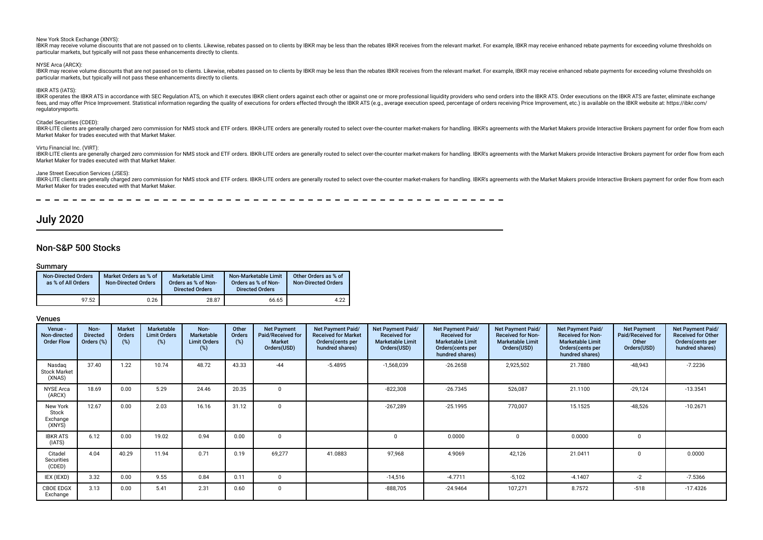New York Stock Exchange (XNYS):

IBKR may receive volume discounts that are not passed on to clients. Likewise, rebates passed on to clients by IBKR may be less than the rebates IBKR receives from the relevant market. For example, IBKR may receive enhanced rebate payments for exceeding volume thresholds on particular markets, but typically will not pass these enhancements directly to clients.

NYSE Arca (ARCX):

IBKR may receive volume discounts that are not passed on to clients. Likewise, rebates passed on to clients by IBKR may be less than the rebates IBKR receives from the relevant market. For example, IBKR may receive enhanced rebate payments for exceeding volume thresholds on particular markets, but typically will not pass these enhancements directly to clients.

IBKR ATS (IATS):

IBKR operates the IBKR ATS in accordance with SEC Regulation ATS, on which it executes IBKR client orders against each other or against one or more professional liquidity providers who send orders into the IBKR ATS. Order executions on the IBKR ATS are faster, eliminate exchange fees, and may offer Price Improvement. Statistical information regarding the quality of executions for orders effected through the IBKR ATS (e.g., average execution speed, percentage of orders receiving Price Improvement, etc.) is available on the IBKR website at: https://ibkr.com/regulatoryreports.

Citadel Securities (CDED):

IBKR-LITE clients are generally charged zero commission for NMS stock and ETF orders. IBKR-LITE orders are generally routed to select over-the-counter market-makers for handling. IBKR's agreements with the Market Makers provide Interactive Brokers payment for order flow from each Market Maker for trades executed with that Market Maker.

Virtu Financial Inc. (VIRT):

IBKR-LITE clients are generally charged zero commission for NMS stock and ETF orders. IBKR-LITE orders are generally routed to select over-the-counter market-makers for handling. IBKR's agreements with the Market Makers provide Interactive Brokers payment for order flow from each Market Maker for trades executed with that Market Maker.

Jane Street Execution Services (JSES):

IBKR-LITE clients are generally charged zero commission for NMS stock and ETF orders. IBKR-LITE orders are generally routed to select over-the-counter market-makers for handling. IBKR's agreements with the Market Makers provide Interactive Brokers payment for order flow from each Market Maker for trades executed with that Market Maker.

# July 2020

## Non-S&P 500 Stocks

### Summary

| Non-Directed Orders as % of All Orders | Market Orders as % of Non-Directed Orders | Marketable Limit Orders as % of Non-Directed Orders | Non-Marketable Limit Orders as % of Non-Directed Orders | Other Orders as % of Non-Directed Orders |
|---|---|---|---|---|
| 97.52 | 0.26 | 28.87 | 66.65 | 4.22 |

### Venues

| Venue - Non-directed Order Flow | Non-Directed Orders (%) | Market Orders (%) | Marketable Limit Orders (%) | Non-Marketable Limit Orders (%) | Other Orders (%) | Net Payment Paid/Received for Market Orders(USD) | Net Payment Paid/Received for Market Orders(cents per hundred shares) | Net Payment Paid/Received for Marketable Limit Orders(USD) | Net Payment Paid/Received for Marketable Limit Orders(cents per hundred shares) | Net Payment Paid/Received for Non-Marketable Limit Orders(USD) | Net Payment Paid/Received for Non-Marketable Limit Orders(cents per hundred shares) | Net Payment Paid/Received for Other Orders(USD) | Net Payment Paid/Received for Other Orders(cents per hundred shares) |
|---|---|---|---|---|---|---|---|---|---|---|---|---|---|
| Nasdaq Stock Market (XNAS) | 37.40 | 1.22 | 10.74 | 48.72 | 43.33 | -44 | -5.4895 | -1,568,039 | -26.2658 | 2,925,502 | 21.7880 | -48,943 | -7.2236 |
| NYSE Arca (ARCX) | 18.69 | 0.00 | 5.29 | 24.46 | 20.35 | 0 | | -822,308 | -26.7345 | 526,087 | 21.1100 | -29,124 | -13.3541 |
| New York Stock Exchange (XNYS) | 12.67 | 0.00 | 2.03 | 16.16 | 31.12 | 0 | | -267,289 | -25.1995 | 770,007 | 15.1525 | -48,526 | -10.2671 |
| IBKR ATS (IATS) | 6.12 | 0.00 | 19.02 | 0.94 | 0.00 | 0 | | 0 | 0.0000 | 0 | 0.0000 | 0 | |
| Citadel Securities (CDED) | 4.04 | 40.29 | 11.94 | 0.71 | 0.19 | 69,277 | 41.0883 | 97,968 | 4.9069 | 42,126 | 21.0411 | 0 | 0.0000 |
| IEX (IEXD) | 3.32 | 0.00 | 9.55 | 0.84 | 0.11 | 0 | | -14,516 | -4.7711 | -5,102 | -4.1407 | -2 | -7.5366 |
| CBOE EDGX Exchange | 3.13 | 0.00 | 5.41 | 2.31 | 0.60 | 0 | | -888,705 | -24.9464 | 107,271 | 8.7572 | -518 | -17.4326 |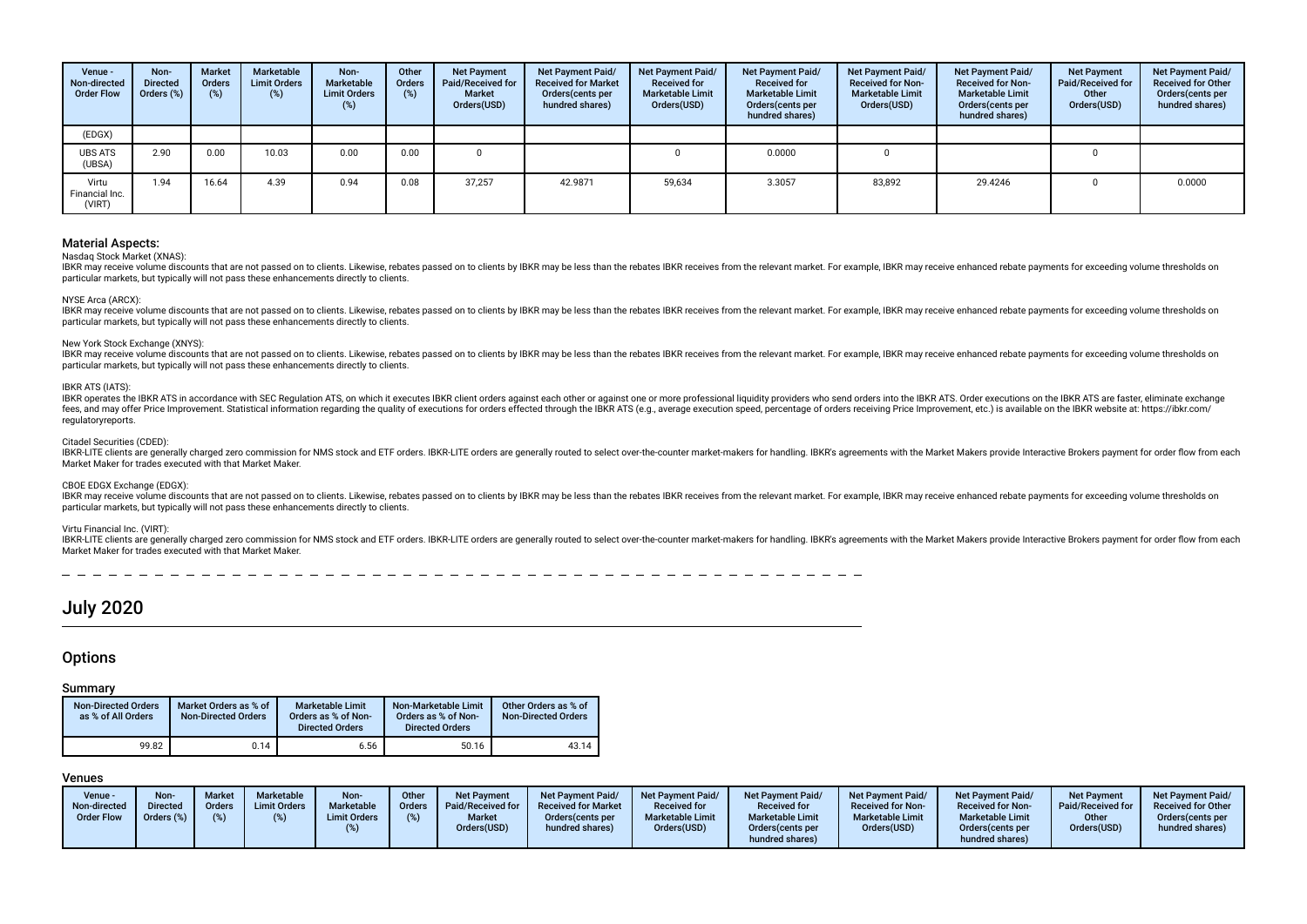| Venue - Non-directed Order Flow | Non-Directed Orders (%) | Market Orders (%) | Marketable Limit Orders (%) | Non-Marketable Limit Orders (%) | Other Orders (%) | Net Payment Paid/Received for Market Orders(USD) | Net Payment Paid/ Received for Market Orders(cents per hundred shares) | Net Payment Paid/ Received for Marketable Limit Orders(USD) | Net Payment Paid/ Received for Marketable Limit Orders(cents per hundred shares) | Net Payment Paid/ Received for Non-Marketable Limit Orders(USD) | Net Payment Paid/ Received for Non-Marketable Limit Orders(cents per hundred shares) | Net Payment Paid/Received for Other Orders(USD) | Net Payment Paid/ Received for Other Orders(cents per hundred shares) |
|---|---|---|---|---|---|---|---|---|---|---|---|---|---|
| (EDGX) | | | | | | | | | | | | | |
| UBS ATS (UBSA) | 2.90 | 0.00 | 10.03 | 0.00 | 0.00 | 0 | | 0 | 0.0000 | 0 | | 0 | |
| Virtu Financial Inc. (VIRT) | 1.94 | 16.64 | 4.39 | 0.94 | 0.08 | 37,257 | 42.9871 | 59,634 | 3.3057 | 83,892 | 29.4246 | 0 | 0.0000 |

### Material Aspects:

Nasdaq Stock Market (XNAS):

IBKR may receive volume discounts that are not passed on to clients. Likewise, rebates passed on to clients by IBKR may be less than the rebates IBKR receives from the relevant market. For example, IBKR may receive enhanced rebate payments for exceeding volume thresholds on particular markets, but typically will not pass these enhancements directly to clients.

NYSE Arca (ARCX):

IBKR may receive volume discounts that are not passed on to clients. Likewise, rebates passed on to clients by IBKR may be less than the rebates IBKR receives from the relevant market. For example, IBKR may receive enhanced rebate payments for exceeding volume thresholds on particular markets, but typically will not pass these enhancements directly to clients.

New York Stock Exchange (XNYS):

IBKR may receive volume discounts that are not passed on to clients. Likewise, rebates passed on to clients by IBKR may be less than the rebates IBKR receives from the relevant market. For example, IBKR may receive enhanced rebate payments for exceeding volume thresholds on particular markets, but typically will not pass these enhancements directly to clients.

IBKR ATS (IATS):

IBKR operates the IBKR ATS in accordance with SEC Regulation ATS, on which it executes IBKR client orders against each other or against one or more professional liquidity providers who send orders into the IBKR ATS. Order executions on the IBKR ATS are faster, eliminate exchange fees, and may offer Price Improvement. Statistical information regarding the quality of executions for orders effected through the IBKR ATS (e.g., average execution speed, percentage of orders receiving Price Improvement, etc.) is available on the IBKR website at: https://ibkr.com/regulatoryreports.

Citadel Securities (CDED):

IBKR-LITE clients are generally charged zero commission for NMS stock and ETF orders. IBKR-LITE orders are generally routed to select over-the-counter market-makers for handling. IBKR's agreements with the Market Makers provide Interactive Brokers payment for order flow from each Market Maker for trades executed with that Market Maker.

CBOE EDGX Exchange (EDGX):

IBKR may receive volume discounts that are not passed on to clients. Likewise, rebates passed on to clients by IBKR may be less than the rebates IBKR receives from the relevant market. For example, IBKR may receive enhanced rebate payments for exceeding volume thresholds on particular markets, but typically will not pass these enhancements directly to clients.

Virtu Financial Inc. (VIRT):

IBKR-LITE clients are generally charged zero commission for NMS stock and ETF orders. IBKR-LITE orders are generally routed to select over-the-counter market-makers for handling. IBKR's agreements with the Market Makers provide Interactive Brokers payment for order flow from each Market Maker for trades executed with that Market Maker.

# July 2020

## Options

### Summary

| Non-Directed Orders as % of All Orders | Market Orders as % of Non-Directed Orders | Marketable Limit Orders as % of Non-Directed Orders | Non-Marketable Limit Orders as % of Non-Directed Orders | Other Orders as % of Non-Directed Orders |
|---|---|---|---|---|
| 99.82 | 0.14 | 6.56 | 50.16 | 43.14 |

### Venues

| Venue - Non-directed Order Flow | Non-Directed Orders (%) | Market Orders (%) | Marketable Limit Orders (%) | Non-Marketable Limit Orders (%) | Other Orders (%) | Net Payment Paid/Received for Market Orders(USD) | Net Payment Paid/ Received for Market Orders(cents per hundred shares) | Net Payment Paid/ Received for Marketable Limit Orders(USD) | Net Payment Paid/ Received for Marketable Limit Orders(cents per hundred shares) | Net Payment Paid/ Received for Non-Marketable Limit Orders(USD) | Net Payment Paid/ Received for Non-Marketable Limit Orders(cents per hundred shares) | Net Payment Paid/Received for Other Orders(USD) | Net Payment Paid/ Received for Other Orders(cents per hundred shares) |
|---|---|---|---|---|---|---|---|---|---|---|---|---|---|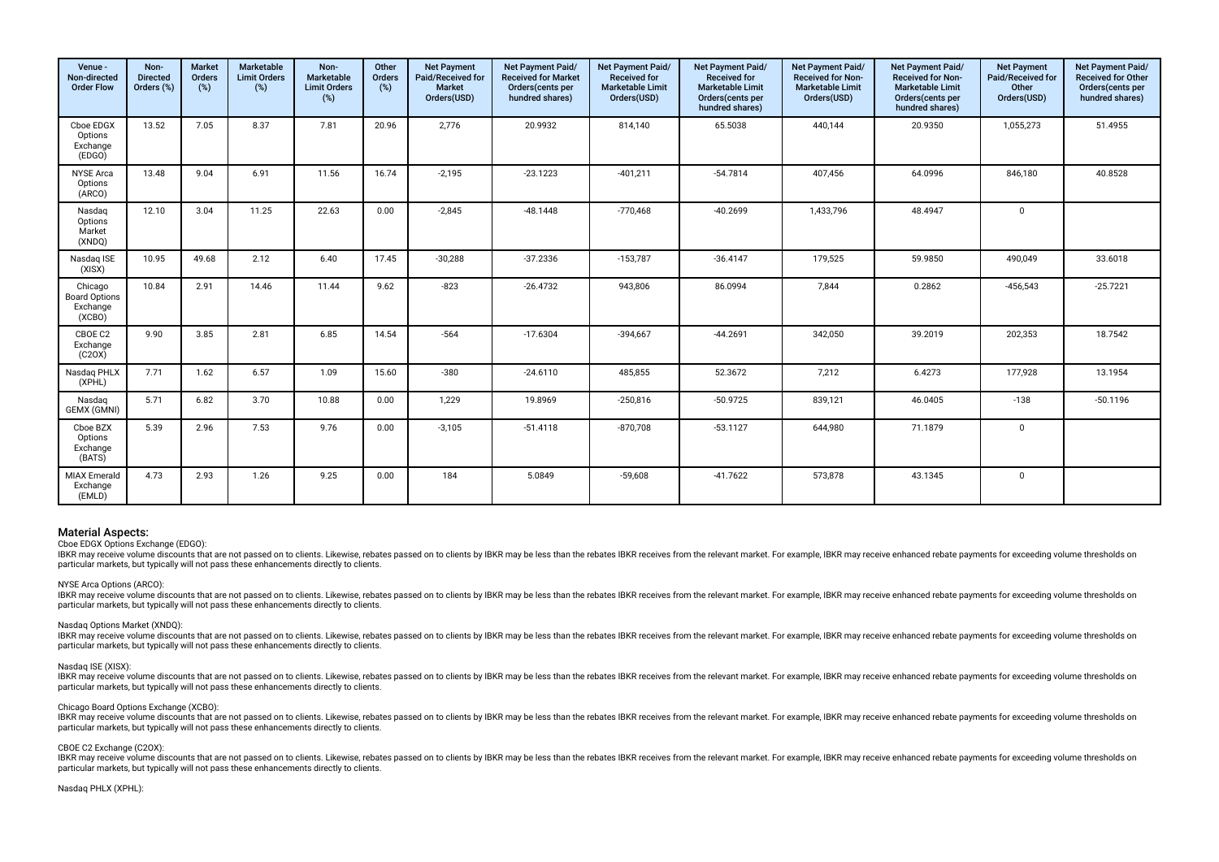| Venue - Non-directed Order Flow | Non-Directed Orders (%) | Market Orders (%) | Marketable Limit Orders (%) | Non-Marketable Limit Orders (%) | Other Orders (%) | Net Payment Paid/Received for Market Orders(USD) | Net Payment Paid/ Received for Market Orders(cents per hundred shares) | Net Payment Paid/ Received for Marketable Limit Orders(USD) | Net Payment Paid/ Received for Marketable Limit Orders(cents per hundred shares) | Net Payment Paid/ Received for Non-Marketable Limit Orders(USD) | Net Payment Paid/ Received for Non-Marketable Limit Orders(cents per hundred shares) | Net Payment Paid/Received for Other Orders(USD) | Net Payment Paid/ Received for Other Orders(cents per hundred shares) |
|---|---|---|---|---|---|---|---|---|---|---|---|---|---|
| Cboe EDGX Options Exchange (EDGO) | 13.52 | 7.05 | 8.37 | 7.81 | 20.96 | 2,776 | 20.9932 | 814,140 | 65.5038 | 440,144 | 20.9350 | 1,055,273 | 51.4955 |
| NYSE Arca Options (ARCO) | 13.48 | 9.04 | 6.91 | 11.56 | 16.74 | -2,195 | -23.1223 | -401,211 | -54.7814 | 407,456 | 64.0996 | 846,180 | 40.8528 |
| Nasdaq Options Market (XNDQ) | 12.10 | 3.04 | 11.25 | 22.63 | 0.00 | -2,845 | -48.1448 | -770,468 | -40.2699 | 1,433,796 | 48.4947 | 0 | |
| Nasdaq ISE (XISX) | 10.95 | 49.68 | 2.12 | 6.40 | 17.45 | -30,288 | -37.2336 | -153,787 | -36.4147 | 179,525 | 59.9850 | 490,049 | 33.6018 |
| Chicago Board Options Exchange (XCBO) | 10.84 | 2.91 | 14.46 | 11.44 | 9.62 | -823 | -26.4732 | 943,806 | 86.0994 | 7,844 | 0.2862 | -456,543 | -25.7221 |
| CBOE C2 Exchange (C2OX) | 9.90 | 3.85 | 2.81 | 6.85 | 14.54 | -564 | -17.6304 | -394,667 | -44.2691 | 342,050 | 39.2019 | 202,353 | 18.7542 |
| Nasdaq PHLX (XPHL) | 7.71 | 1.62 | 6.57 | 1.09 | 15.60 | -380 | -24.6110 | 485,855 | 52.3672 | 7,212 | 6.4273 | 177,928 | 13.1954 |
| Nasdaq GEMX (GMNI) | 5.71 | 6.82 | 3.70 | 10.88 | 0.00 | 1,229 | 19.8969 | -250,816 | -50.9725 | 839,121 | 46.0405 | -138 | -50.1196 |
| Cboe BZX Options Exchange (BATS) | 5.39 | 2.96 | 7.53 | 9.76 | 0.00 | -3,105 | -51.4118 | -870,708 | -53.1127 | 644,980 | 71.1879 | 0 | |
| MIAX Emerald Exchange (EMLD) | 4.73 | 2.93 | 1.26 | 9.25 | 0.00 | 184 | 5.0849 | -59,608 | -41.7622 | 573,878 | 43.1345 | 0 | |

## Material Aspects:

Cboe EDGX Options Exchange (EDGO):

IBKR may receive volume discounts that are not passed on to clients. Likewise, rebates passed on to clients by IBKR may be less than the rebates IBKR receives from the relevant market. For example, IBKR may receive enhanced rebate payments for exceeding volume thresholds on particular markets, but typically will not pass these enhancements directly to clients.

NYSE Arca Options (ARCO):

IBKR may receive volume discounts that are not passed on to clients. Likewise, rebates passed on to clients by IBKR may be less than the rebates IBKR receives from the relevant market. For example, IBKR may receive enhanced rebate payments for exceeding volume thresholds on particular markets, but typically will not pass these enhancements directly to clients.

Nasdaq Options Market (XNDQ):

IBKR may receive volume discounts that are not passed on to clients. Likewise, rebates passed on to clients by IBKR may be less than the rebates IBKR receives from the relevant market. For example, IBKR may receive enhanced rebate payments for exceeding volume thresholds on particular markets, but typically will not pass these enhancements directly to clients.

Nasdaq ISE (XISX):

IBKR may receive volume discounts that are not passed on to clients. Likewise, rebates passed on to clients by IBKR may be less than the rebates IBKR receives from the relevant market. For example, IBKR may receive enhanced rebate payments for exceeding volume thresholds on particular markets, but typically will not pass these enhancements directly to clients.

Chicago Board Options Exchange (XCBO):

IBKR may receive volume discounts that are not passed on to clients. Likewise, rebates passed on to clients by IBKR may be less than the rebates IBKR receives from the relevant market. For example, IBKR may receive enhanced rebate payments for exceeding volume thresholds on particular markets, but typically will not pass these enhancements directly to clients.

CBOE C2 Exchange (C2OX):

IBKR may receive volume discounts that are not passed on to clients. Likewise, rebates passed on to clients by IBKR may be less than the rebates IBKR receives from the relevant market. For example, IBKR may receive enhanced rebate payments for exceeding volume thresholds on particular markets, but typically will not pass these enhancements directly to clients.

Nasdaq PHLX (XPHL):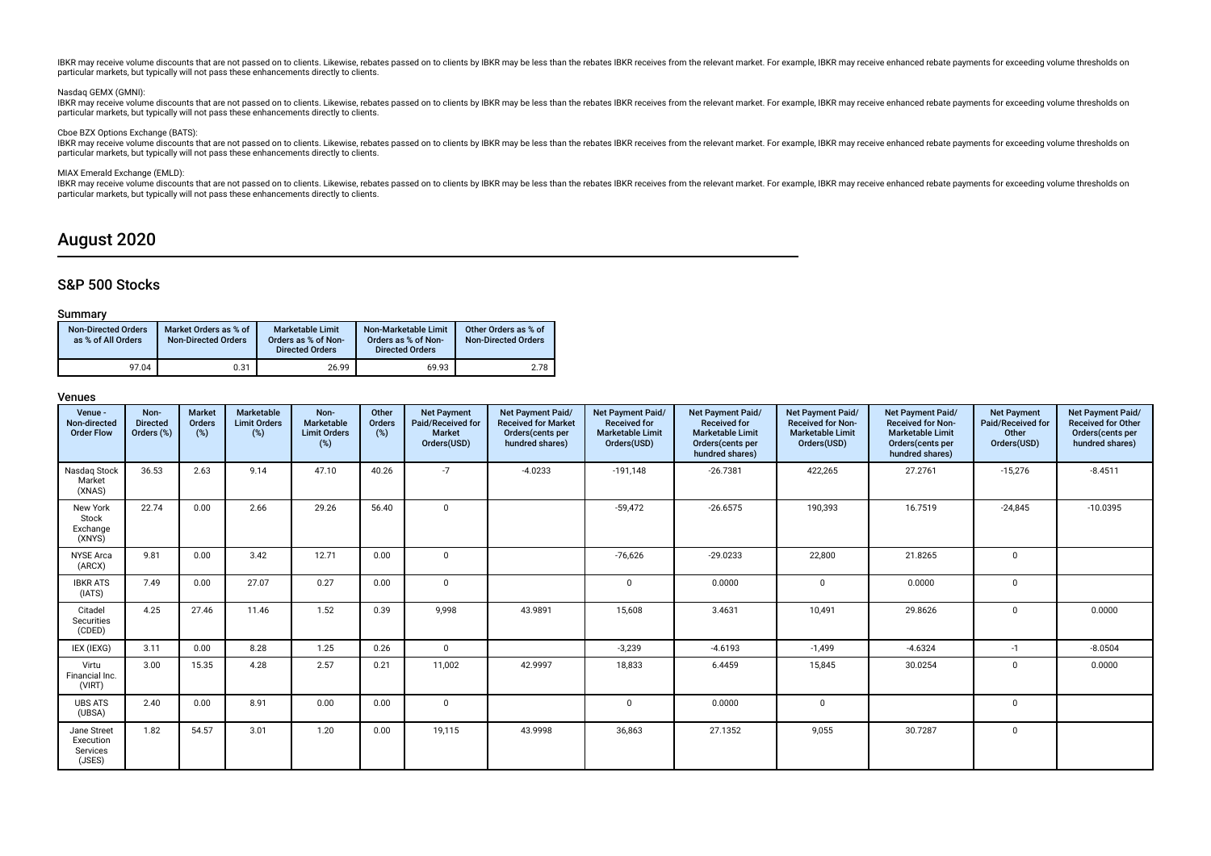IBKR may receive volume discounts that are not passed on to clients. Likewise, rebates passed on to clients by IBKR may be less than the rebates IBKR receives from the relevant market. For example, IBKR may receive enhanced rebate payments for exceeding volume thresholds on particular markets, but typically will not pass these enhancements directly to clients.

Nasdaq GEMX (GMNI):

IBKR may receive volume discounts that are not passed on to clients. Likewise, rebates passed on to clients by IBKR may be less than the rebates IBKR receives from the relevant market. For example, IBKR may receive enhanced rebate payments for exceeding volume thresholds on particular markets, but typically will not pass these enhancements directly to clients.

Cboe BZX Options Exchange (BATS):

IBKR may receive volume discounts that are not passed on to clients. Likewise, rebates passed on to clients by IBKR may be less than the rebates IBKR receives from the relevant market. For example, IBKR may receive enhanced rebate payments for exceeding volume thresholds on particular markets, but typically will not pass these enhancements directly to clients.

MIAX Emerald Exchange (EMLD):

IBKR may receive volume discounts that are not passed on to clients. Likewise, rebates passed on to clients by IBKR may be less than the rebates IBKR receives from the relevant market. For example, IBKR may receive enhanced rebate payments for exceeding volume thresholds on particular markets, but typically will not pass these enhancements directly to clients.

# August 2020

## S&P 500 Stocks

### Summary

| Non-Directed Orders as % of All Orders | Market Orders as % of Non-Directed Orders | Marketable Limit Orders as % of Non-Directed Orders | Non-Marketable Limit Orders as % of Non-Directed Orders | Other Orders as % of Non-Directed Orders |
|---|---|---|---|---|
| 97.04 | 0.31 | 26.99 | 69.93 | 2.78 |

### Venues

| Venue - Non-directed Order Flow | Non-Directed Orders (%) | Market Orders (%) | Marketable Limit Orders (%) | Non-Marketable Limit Orders (%) | Other Orders (%) | Net Payment Paid/Received for Market Orders(USD) | Net Payment Paid/Received for Market Orders(cents per hundred shares) | Net Payment Paid/Received for Marketable Limit Orders(USD) | Net Payment Paid/Received for Marketable Limit Orders(cents per hundred shares) | Net Payment Paid/Received for Non-Marketable Limit Orders(USD) | Net Payment Paid/Received for Non-Marketable Limit Orders(cents per hundred shares) | Net Payment Paid/Received for Other Orders(USD) | Net Payment Paid/Received for Other Orders(cents per hundred shares) |
|---|---|---|---|---|---|---|---|---|---|---|---|---|---|
| Nasdaq Stock Market (XNAS) | 36.53 | 2.63 | 9.14 | 47.10 | 40.26 | -7 | -4.0233 | -191,148 | -26.7381 | 422,265 | 27.2761 | -15,276 | -8.4511 |
| New York Stock Exchange (XNYS) | 22.74 | 0.00 | 2.66 | 29.26 | 56.40 | 0 | | -59,472 | -26.6575 | 190,393 | 16.7519 | -24,845 | -10.0395 |
| NYSE Arca (ARCX) | 9.81 | 0.00 | 3.42 | 12.71 | 0.00 | 0 | | -76,626 | -29.0233 | 22,800 | 21.8265 | 0 | |
| IBKR ATS (IATS) | 7.49 | 0.00 | 27.07 | 0.27 | 0.00 | 0 | | 0 | 0.0000 | 0 | 0.0000 | 0 | |
| Citadel Securities (CDED) | 4.25 | 27.46 | 11.46 | 1.52 | 0.39 | 9,998 | 43.9891 | 15,608 | 3.4631 | 10,491 | 29.8626 | 0 | 0.0000 |
| IEX (IEXG) | 3.11 | 0.00 | 8.28 | 1.25 | 0.26 | 0 | | -3,239 | -4.6193 | -1,499 | -4.6324 | -1 | -8.0504 |
| Virtu Financial Inc. (VIRT) | 3.00 | 15.35 | 4.28 | 2.57 | 0.21 | 11,002 | 42.9997 | 18,833 | 6.4459 | 15,845 | 30.0254 | 0 | 0.0000 |
| UBS ATS (UBSA) | 2.40 | 0.00 | 8.91 | 0.00 | 0.00 | 0 | | 0 | 0.0000 | 0 | | 0 | |
| Jane Street Execution Services (JSES) | 1.82 | 54.57 | 3.01 | 1.20 | 0.00 | 19,115 | 43.9998 | 36,863 | 27.1352 | 9,055 | 30.7287 | 0 | |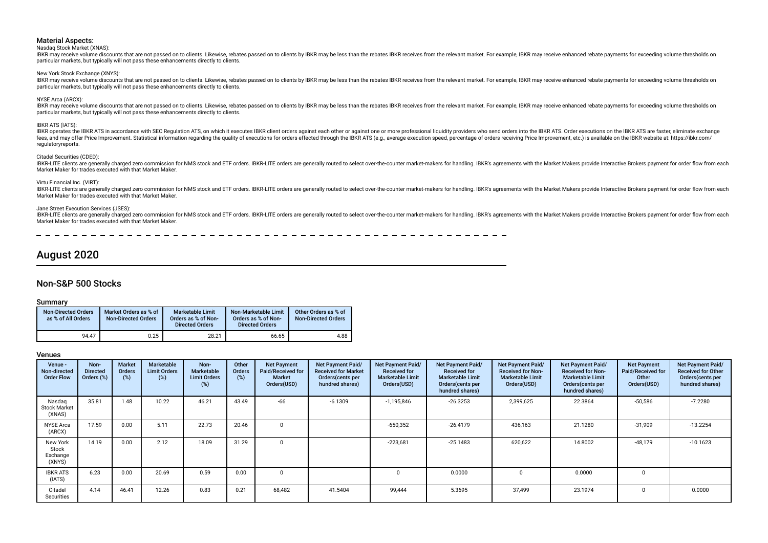### Material Aspects:

Nasdaq Stock Market (XNAS):

IBKR may receive volume discounts that are not passed on to clients. Likewise, rebates passed on to clients by IBKR may be less than the rebates IBKR receives from the relevant market. For example, IBKR may receive enhanced rebate payments for exceeding volume thresholds on particular markets, but typically will not pass these enhancements directly to clients.

New York Stock Exchange (XNYS):

IBKR may receive volume discounts that are not passed on to clients. Likewise, rebates passed on to clients by IBKR may be less than the rebates IBKR receives from the relevant market. For example, IBKR may receive enhanced rebate payments for exceeding volume thresholds on particular markets, but typically will not pass these enhancements directly to clients.

NYSE Arca (ARCX):

IBKR may receive volume discounts that are not passed on to clients. Likewise, rebates passed on to clients by IBKR may be less than the rebates IBKR receives from the relevant market. For example, IBKR may receive enhanced rebate payments for exceeding volume thresholds on particular markets, but typically will not pass these enhancements directly to clients.

IBKR ATS (IATS):

IBKR operates the IBKR ATS in accordance with SEC Regulation ATS, on which it executes IBKR client orders against each other or against one or more professional liquidity providers who send orders into the IBKR ATS. Order executions on the IBKR ATS are faster, eliminate exchange fees, and may offer Price Improvement. Statistical information regarding the quality of executions for orders effected through the IBKR ATS (e.g., average execution speed, percentage of orders receiving Price Improvement, etc.) is available on the IBKR website at: https://ibkr.com/regulatoryreports.

Citadel Securities (CDED):

IBKR-LITE clients are generally charged zero commission for NMS stock and ETF orders. IBKR-LITE orders are generally routed to select over-the-counter market-makers for handling. IBKR's agreements with the Market Makers provide Interactive Brokers payment for order flow from each Market Maker for trades executed with that Market Maker.

Virtu Financial Inc. (VIRT):

IBKR-LITE clients are generally charged zero commission for NMS stock and ETF orders. IBKR-LITE orders are generally routed to select over-the-counter market-makers for handling. IBKR's agreements with the Market Makers provide Interactive Brokers payment for order flow from each Market Maker for trades executed with that Market Maker.

Jane Street Execution Services (JSES):

IBKR-LITE clients are generally charged zero commission for NMS stock and ETF orders. IBKR-LITE orders are generally routed to select over-the-counter market-makers for handling. IBKR's agreements with the Market Makers provide Interactive Brokers payment for order flow from each Market Maker for trades executed with that Market Maker.

# August 2020

## Non-S&P 500 Stocks

### Summary

| Non-Directed Orders as % of All Orders | Market Orders as % of Non-Directed Orders | Marketable Limit Orders as % of Non-Directed Orders | Non-Marketable Limit Orders as % of Non-Directed Orders | Other Orders as % of Non-Directed Orders |
|---|---|---|---|---|
| 94.47 | 0.25 | 28.21 | 66.65 | 4.88 |

### Venues

| Venue - Non-directed Order Flow | Non-Directed Orders (%) | Market Orders (%) | Marketable Limit Orders (%) | Non-Marketable Limit Orders (%) | Other Orders (%) | Net Payment Paid/Received for Market Orders(USD) | Net Payment Paid/Received for Market Orders(cents per hundred shares) | Net Payment Paid/Received for Marketable Limit Orders(USD) | Net Payment Paid/Received for Marketable Limit Orders(cents per hundred shares) | Net Payment Paid/Received for Non-Marketable Limit Orders(USD) | Net Payment Paid/Received for Non-Marketable Limit Orders(cents per hundred shares) | Net Payment Paid/Received for Other Orders(USD) | Net Payment Paid/Received for Other Orders(cents per hundred shares) |
|---|---|---|---|---|---|---|---|---|---|---|---|---|---|
| Nasdaq Stock Market (XNAS) | 35.81 | 1.48 | 10.22 | 46.21 | 43.49 | -66 | -6.1309 | -1,195,846 | -26.3253 | 2,399,625 | 22.3864 | -50,586 | -7.2280 |
| NYSE Arca (ARCX) | 17.59 | 0.00 | 5.11 | 22.73 | 20.46 | 0 | | -650,352 | -26.4179 | 436,163 | 21.1280 | -31,909 | -13.2254 |
| New York Stock Exchange (XNYS) | 14.19 | 0.00 | 2.12 | 18.09 | 31.29 | 0 | | -223,681 | -25.1483 | 620,622 | 14.8002 | -48,179 | -10.1623 |
| IBKR ATS (IATS) | 6.23 | 0.00 | 20.69 | 0.59 | 0.00 | 0 | | 0 | 0.0000 | 0 | 0.0000 | 0 | |
| Citadel Securities | 4.14 | 46.41 | 12.26 | 0.83 | 0.21 | 68,482 | 41.5404 | 99,444 | 5.3695 | 37,499 | 23.1974 | 0 | 0.0000 |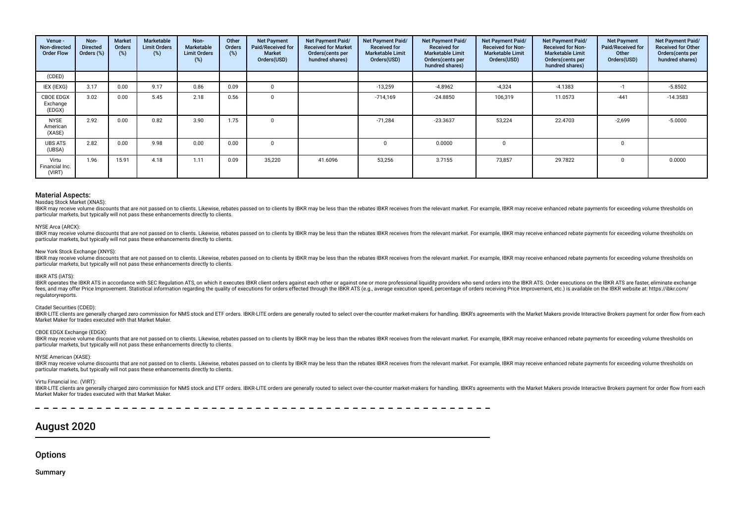| Venue - Non-directed Order Flow | Non-Directed Orders (%) | Market Orders (%) | Marketable Limit Orders (%) | Non-Marketable Limit Orders (%) | Other Orders (%) | Net Payment Paid/Received for Market Orders(USD) | Net Payment Paid/ Received for Market Orders(cents per hundred shares) | Net Payment Paid/ Received for Marketable Limit Orders(USD) | Net Payment Paid/ Received for Marketable Limit Orders(cents per hundred shares) | Net Payment Paid/ Received for Non-Marketable Limit Orders(USD) | Net Payment Paid/ Received for Non-Marketable Limit Orders(cents per hundred shares) | Net Payment Paid/Received for Other Orders(USD) | Net Payment Paid/ Received for Other Orders(cents per hundred shares) |
|---|---|---|---|---|---|---|---|---|---|---|---|---|---|
| (CDED) | | | | | | | | | | | | | |
| IEX (IEXG) | 3.17 | 0.00 | 9.17 | 0.86 | 0.09 | 0 | | -13,259 | -4.8962 | -4,324 | -4.1383 | -1 | -5.8502 |
| CBOE EDGX Exchange (EDGX) | 3.02 | 0.00 | 5.45 | 2.18 | 0.56 | 0 | | -714,169 | -24.8850 | 106,319 | 11.0573 | -441 | -14.3583 |
| NYSE American (XASE) | 2.92 | 0.00 | 0.82 | 3.90 | 1.75 | 0 | | -71,284 | -23.3637 | 53,224 | 22.4703 | -2,699 | -5.0000 |
| UBS ATS (UBSA) | 2.82 | 0.00 | 9.98 | 0.00 | 0.00 | 0 | | 0 | 0.0000 | 0 | | 0 | |
| Virtu Financial Inc. (VIRT) | 1.96 | 15.91 | 4.18 | 1.11 | 0.09 | 35,220 | 41.6096 | 53,256 | 3.7155 | 73,857 | 29.7822 | 0 | 0.0000 |

### Material Aspects:

Nasdaq Stock Market (XNAS):

IBKR may receive volume discounts that are not passed on to clients. Likewise, rebates passed on to clients by IBKR may be less than the rebates IBKR receives from the relevant market. For example, IBKR may receive enhanced rebate payments for exceeding volume thresholds on particular markets, but typically will not pass these enhancements directly to clients.

NYSE Arca (ARCX):

IBKR may receive volume discounts that are not passed on to clients. Likewise, rebates passed on to clients by IBKR may be less than the rebates IBKR receives from the relevant market. For example, IBKR may receive enhanced rebate payments for exceeding volume thresholds on particular markets, but typically will not pass these enhancements directly to clients.

New York Stock Exchange (XNYS):

IBKR may receive volume discounts that are not passed on to clients. Likewise, rebates passed on to clients by IBKR may be less than the rebates IBKR receives from the relevant market. For example, IBKR may receive enhanced rebate payments for exceeding volume thresholds on particular markets, but typically will not pass these enhancements directly to clients.

IBKR ATS (IATS):

IBKR operates the IBKR ATS in accordance with SEC Regulation ATS, on which it executes IBKR client orders against each other or against one or more professional liquidity providers who send orders into the IBKR ATS. Order executions on the IBKR ATS are faster, eliminate exchange fees, and may offer Price Improvement. Statistical information regarding the quality of executions for orders effected through the IBKR ATS (e.g., average execution speed, percentage of orders receiving Price Improvement, etc.) is available on the IBKR website at: https://ibkr.com/regulatoryreports.

Citadel Securities (CDED):

IBKR-LITE clients are generally charged zero commission for NMS stock and ETF orders. IBKR-LITE orders are generally routed to select over-the-counter market-makers for handling. IBKR's agreements with the Market Makers provide Interactive Brokers payment for order flow from each Market Maker for trades executed with that Market Maker.

CBOE EDGX Exchange (EDGX):

IBKR may receive volume discounts that are not passed on to clients. Likewise, rebates passed on to clients by IBKR may be less than the rebates IBKR receives from the relevant market. For example, IBKR may receive enhanced rebate payments for exceeding volume thresholds on particular markets, but typically will not pass these enhancements directly to clients.

NYSE American (XASE):

IBKR may receive volume discounts that are not passed on to clients. Likewise, rebates passed on to clients by IBKR may be less than the rebates IBKR receives from the relevant market. For example, IBKR may receive enhanced rebate payments for exceeding volume thresholds on particular markets, but typically will not pass these enhancements directly to clients.

Virtu Financial Inc. (VIRT):

IBKR-LITE clients are generally charged zero commission for NMS stock and ETF orders. IBKR-LITE orders are generally routed to select over-the-counter market-makers for handling. IBKR's agreements with the Market Makers provide Interactive Brokers payment for order flow from each Market Maker for trades executed with that Market Maker.

## August 2020

### Options

#### Summary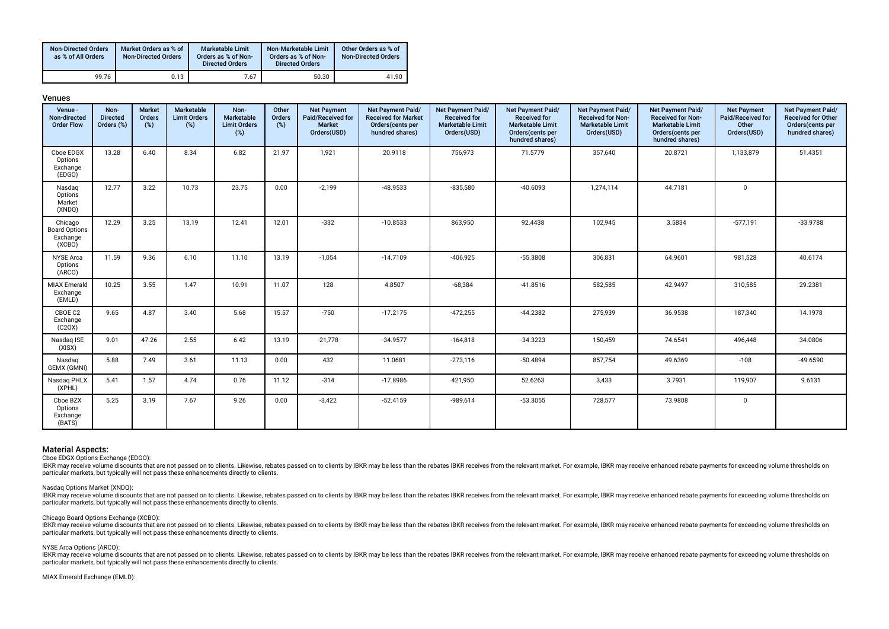| Non-Directed Orders as % of All Orders | Market Orders as % of Non-Directed Orders | Marketable Limit Orders as % of Non-Directed Orders | Non-Marketable Limit Orders as % of Non-Directed Orders | Other Orders as % of Non-Directed Orders |
|---|---|---|---|---|
| 99.76 | 0.13 | 7.67 | 50.30 | 41.90 |

### Venues

| Venue - Non-directed Order Flow | Non-Directed Orders (%) | Market Orders (%) | Marketable Limit Orders (%) | Non-Marketable Limit Orders (%) | Other Orders (%) | Net Payment Paid/Received for Market Orders(USD) | Net Payment Paid/ Received for Market Orders(cents per hundred shares) | Net Payment Paid/ Received for Marketable Limit Orders(USD) | Net Payment Paid/ Received for Marketable Limit Orders(cents per hundred shares) | Net Payment Paid/ Received for Non-Marketable Limit Orders(USD) | Net Payment Paid/ Received for Non-Marketable Limit Orders(cents per hundred shares) | Net Payment Paid/Received for Other Orders(USD) | Net Payment Paid/ Received for Other Orders(cents per hundred shares) |
|---|---|---|---|---|---|---|---|---|---|---|---|---|---|
| Cboe EDGX Options Exchange (EDGO) | 13.28 | 6.40 | 8.34 | 6.82 | 21.97 | 1,921 | 20.9118 | 756,973 | 71.5779 | 357,640 | 20.8721 | 1,133,879 | 51.4351 |
| Nasdaq Options Market (XNDQ) | 12.77 | 3.22 | 10.73 | 23.75 | 0.00 | -2,199 | -48.9533 | -835,580 | -40.6093 | 1,274,114 | 44.7181 | 0 | |
| Chicago Board Options Exchange (XCBO) | 12.29 | 3.25 | 13.19 | 12.41 | 12.01 | -332 | -10.8533 | 863,950 | 92.4438 | 102,945 | 3.5834 | -577,191 | -33.9788 |
| NYSE Arca Options (ARCO) | 11.59 | 9.36 | 6.10 | 11.10 | 13.19 | -1,054 | -14.7109 | -406,925 | -55.3808 | 306,831 | 64.9601 | 981,528 | 40.6174 |
| MIAX Emerald Exchange (EMLD) | 10.25 | 3.55 | 1.47 | 10.91 | 11.07 | 128 | 4.8507 | -68,384 | -41.8516 | 582,585 | 42.9497 | 310,585 | 29.2381 |
| CBOE C2 Exchange (C2OX) | 9.65 | 4.87 | 3.40 | 5.68 | 15.57 | -750 | -17.2175 | -472,255 | -44.2382 | 275,939 | 36.9538 | 187,340 | 14.1978 |
| Nasdaq ISE (XISX) | 9.01 | 47.26 | 2.55 | 6.42 | 13.19 | -21,778 | -34.9577 | -164,818 | -34.3223 | 150,459 | 74.6541 | 496,448 | 34.0806 |
| Nasdaq GEMX (GMNI) | 5.88 | 7.49 | 3.61 | 11.13 | 0.00 | 432 | 11.0681 | -273,116 | -50.4894 | 857,754 | 49.6369 | -108 | -49.6590 |
| Nasdaq PHLX (XPHL) | 5.41 | 1.57 | 4.74 | 0.76 | 11.12 | -314 | -17.8986 | 421,950 | 52.6263 | 3,433 | 3.7931 | 119,907 | 9.6131 |
| Cboe BZX Options Exchange (BATS) | 5.25 | 3.19 | 7.67 | 9.26 | 0.00 | -3,422 | -52.4159 | -989,614 | -53.3055 | 728,577 | 73.9808 | 0 | |

### Material Aspects:

Cboe EDGX Options Exchange (EDGO):

IBKR may receive volume discounts that are not passed on to clients. Likewise, rebates passed on to clients by IBKR may be less than the rebates IBKR receives from the relevant market. For example, IBKR may receive enhanced rebate payments for exceeding volume thresholds on particular markets, but typically will not pass these enhancements directly to clients.

Nasdaq Options Market (XNDQ):

IBKR may receive volume discounts that are not passed on to clients. Likewise, rebates passed on to clients by IBKR may be less than the rebates IBKR receives from the relevant market. For example, IBKR may receive enhanced rebate payments for exceeding volume thresholds on particular markets, but typically will not pass these enhancements directly to clients.

Chicago Board Options Exchange (XCBO):

IBKR may receive volume discounts that are not passed on to clients. Likewise, rebates passed on to clients by IBKR may be less than the rebates IBKR receives from the relevant market. For example, IBKR may receive enhanced rebate payments for exceeding volume thresholds on particular markets, but typically will not pass these enhancements directly to clients.

NYSE Arca Options (ARCO):

IBKR may receive volume discounts that are not passed on to clients. Likewise, rebates passed on to clients by IBKR may be less than the rebates IBKR receives from the relevant market. For example, IBKR may receive enhanced rebate payments for exceeding volume thresholds on particular markets, but typically will not pass these enhancements directly to clients.

MIAX Emerald Exchange (EMLD):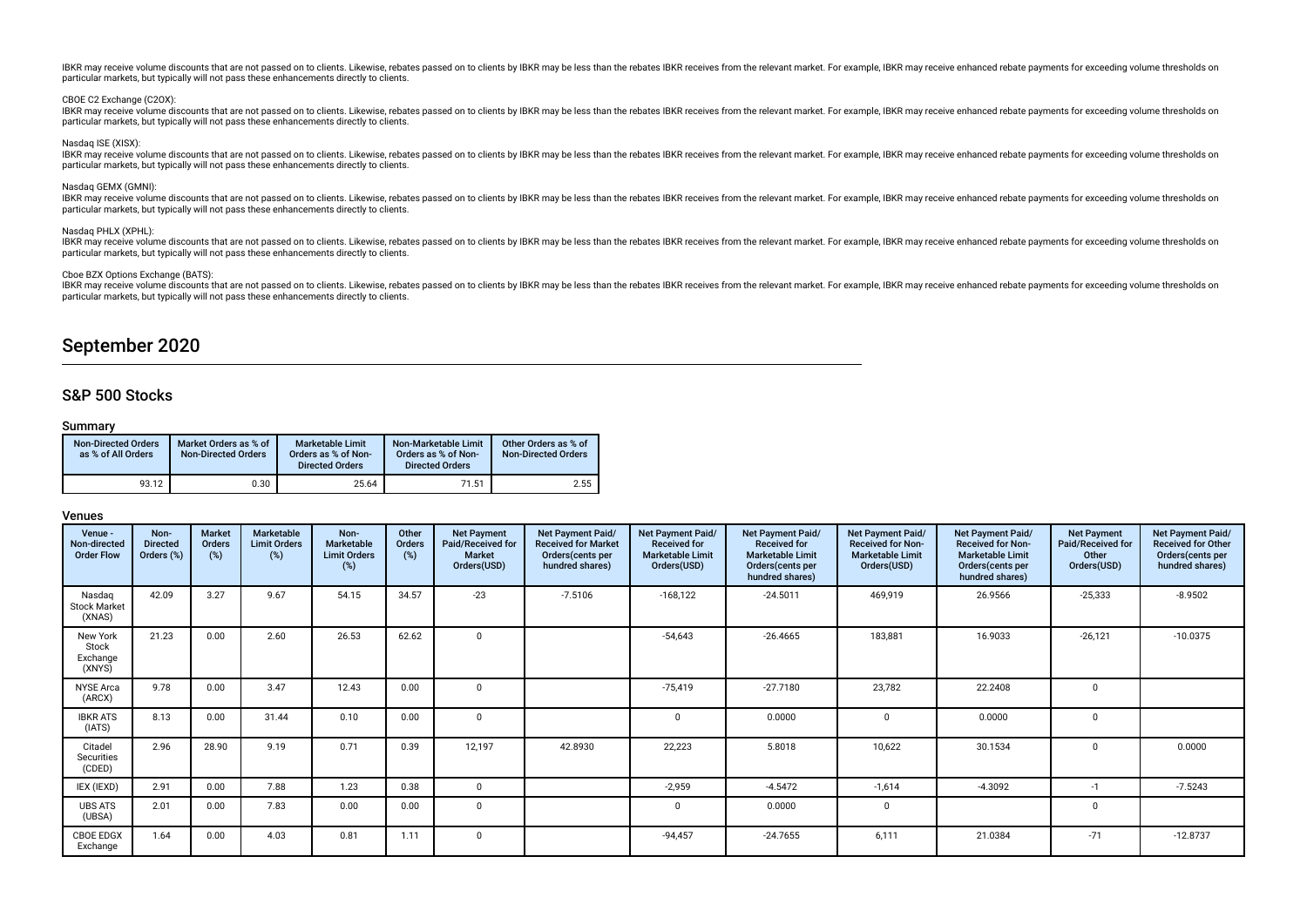IBKR may receive volume discounts that are not passed on to clients. Likewise, rebates passed on to clients by IBKR may be less than the rebates IBKR receives from the relevant market. For example, IBKR may receive enhanced rebate payments for exceeding volume thresholds on particular markets, but typically will not pass these enhancements directly to clients.

CBOE C2 Exchange (C2OX):

IBKR may receive volume discounts that are not passed on to clients. Likewise, rebates passed on to clients by IBKR may be less than the rebates IBKR receives from the relevant market. For example, IBKR may receive enhanced rebate payments for exceeding volume thresholds on particular markets, but typically will not pass these enhancements directly to clients.

Nasdaq ISE (XISX):

IBKR may receive volume discounts that are not passed on to clients. Likewise, rebates passed on to clients by IBKR may be less than the rebates IBKR receives from the relevant market. For example, IBKR may receive enhanced rebate payments for exceeding volume thresholds on particular markets, but typically will not pass these enhancements directly to clients.

Nasdaq GEMX (GMNI):

IBKR may receive volume discounts that are not passed on to clients. Likewise, rebates passed on to clients by IBKR may be less than the rebates IBKR receives from the relevant market. For example, IBKR may receive enhanced rebate payments for exceeding volume thresholds on particular markets, but typically will not pass these enhancements directly to clients.

Nasdaq PHLX (XPHL):

IBKR may receive volume discounts that are not passed on to clients. Likewise, rebates passed on to clients by IBKR may be less than the rebates IBKR receives from the relevant market. For example, IBKR may receive enhanced rebate payments for exceeding volume thresholds on particular markets, but typically will not pass these enhancements directly to clients.

Cboe BZX Options Exchange (BATS):

IBKR may receive volume discounts that are not passed on to clients. Likewise, rebates passed on to clients by IBKR may be less than the rebates IBKR receives from the relevant market. For example, IBKR may receive enhanced rebate payments for exceeding volume thresholds on particular markets, but typically will not pass these enhancements directly to clients.

# September 2020

## S&P 500 Stocks

### Summary

| Non-Directed Orders as % of All Orders | Market Orders as % of Non-Directed Orders | Marketable Limit Orders as % of Non-Directed Orders | Non-Marketable Limit Orders as % of Non-Directed Orders | Other Orders as % of Non-Directed Orders |
|---|---|---|---|---|
| 93.12 | 0.30 | 25.64 | 71.51 | 2.55 |

### Venues

| Venue - Non-directed Order Flow | Non-Directed Orders (%) | Market Orders (%) | Marketable Limit Orders (%) | Non-Marketable Limit Orders (%) | Other Orders (%) | Net Payment Paid/Received for Market Orders(USD) | Net Payment Paid/ Received for Market Orders(cents per hundred shares) | Net Payment Paid/ Received for Marketable Limit Orders(USD) | Net Payment Paid/ Received for Marketable Limit Orders(cents per hundred shares) | Net Payment Paid/ Received for Non-Marketable Limit Orders(USD) | Net Payment Paid/ Received for Non-Marketable Limit Orders(cents per hundred shares) | Net Payment Paid/Received for Other Orders(USD) | Net Payment Paid/ Received for Other Orders(cents per hundred shares) |
|---|---|---|---|---|---|---|---|---|---|---|---|---|---|
| Nasdaq Stock Market (XNAS) | 42.09 | 3.27 | 9.67 | 54.15 | 34.57 | -23 | -7.5106 | -168,122 | -24.5011 | 469,919 | 26.9566 | -25,333 | -8.9502 |
| New York Stock Exchange (XNYS) | 21.23 | 0.00 | 2.60 | 26.53 | 62.62 | 0 | | -54,643 | -26.4665 | 183,881 | 16.9033 | -26,121 | -10.0375 |
| NYSE Arca (ARCX) | 9.78 | 0.00 | 3.47 | 12.43 | 0.00 | 0 | | -75,419 | -27.7180 | 23,782 | 22.2408 | 0 | |
| IBKR ATS (IATS) | 8.13 | 0.00 | 31.44 | 0.10 | 0.00 | 0 | | 0 | 0.0000 | 0 | 0.0000 | 0 | |
| Citadel Securities (CDED) | 2.96 | 28.90 | 9.19 | 0.71 | 0.39 | 12,197 | 42.8930 | 22,223 | 5.8018 | 10,622 | 30.1534 | 0 | 0.0000 |
| IEX (IEXD) | 2.91 | 0.00 | 7.88 | 1.23 | 0.38 | 0 | | -2,959 | -4.5472 | -1,614 | -4.3092 | -1 | -7.5243 |
| UBS ATS (UBSA) | 2.01 | 0.00 | 7.83 | 0.00 | 0.00 | 0 | | 0 | 0.0000 | 0 | | 0 | |
| CBOE EDGX Exchange | 1.64 | 0.00 | 4.03 | 0.81 | 1.11 | 0 | | -94,457 | -24.7655 | 6,111 | 21.0384 | -71 | -12.8737 |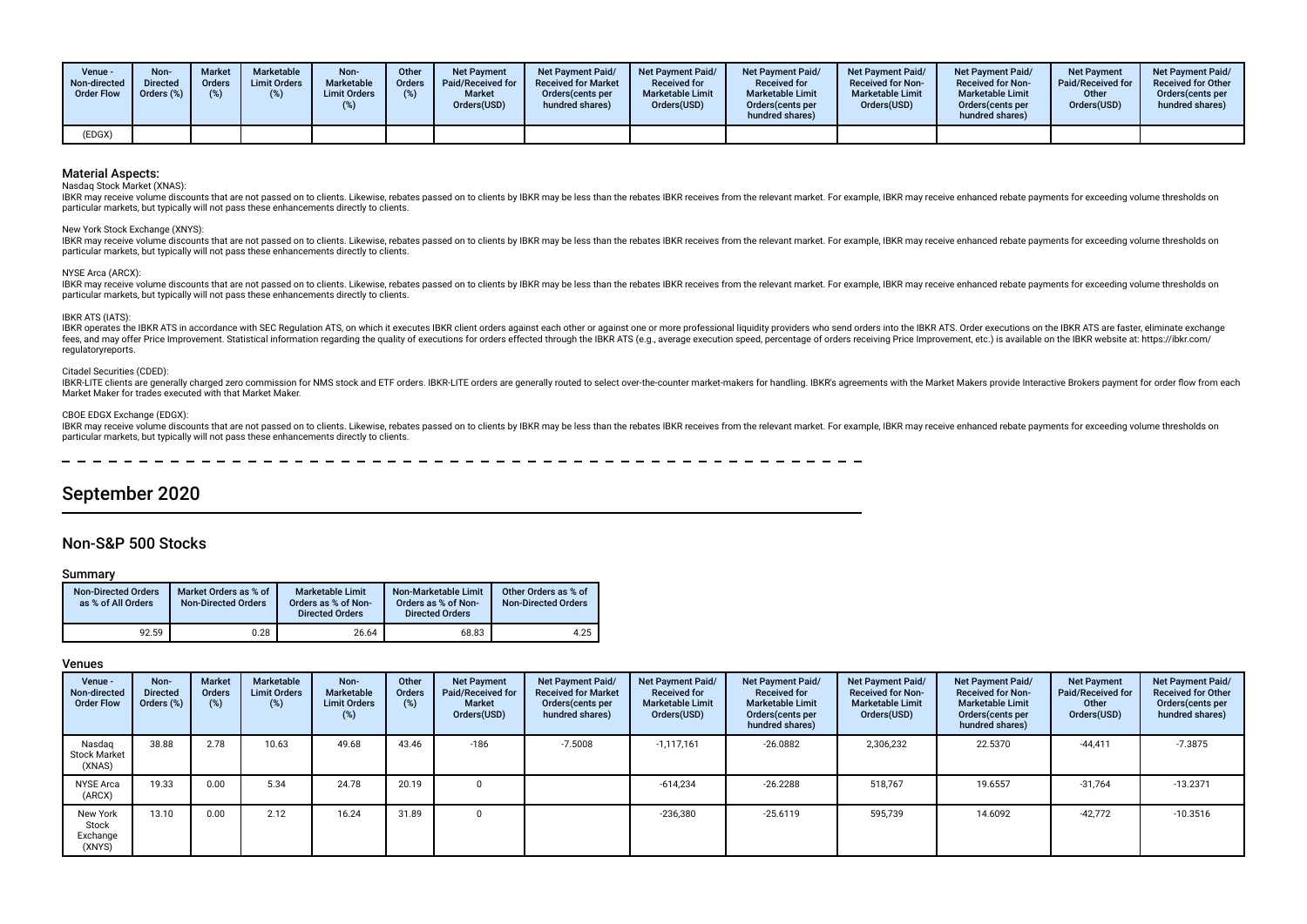| Venue - Non-directed Order Flow | Non-Directed Orders (%) | Market Orders (%) | Marketable Limit Orders (%) | Non-Marketable Limit Orders (%) | Other Orders (%) | Net Payment Paid/Received for Market Orders(USD) | Net Payment Paid/ Received for Market Orders(cents per hundred shares) | Net Payment Paid/ Received for Marketable Limit Orders(USD) | Net Payment Paid/ Received for Marketable Limit Orders(cents per hundred shares) | Net Payment Paid/ Received for Non-Marketable Limit Orders(USD) | Net Payment Paid/ Received for Non-Marketable Limit Orders(cents per hundred shares) | Net Payment Paid/Received for Other Orders(USD) | Net Payment Paid/ Received for Other Orders(cents per hundred shares) |
|---|---|---|---|---|---|---|---|---|---|---|---|---|---|
| (EDGX) | | | | | | | | | | | | | |

## Material Aspects:

Nasdaq Stock Market (XNAS):

IBKR may receive volume discounts that are not passed on to clients. Likewise, rebates passed on to clients by IBKR may be less than the rebates IBKR receives from the relevant market. For example, IBKR may receive enhanced rebate payments for exceeding volume thresholds on particular markets, but typically will not pass these enhancements directly to clients.

New York Stock Exchange (XNYS):

IBKR may receive volume discounts that are not passed on to clients. Likewise, rebates passed on to clients by IBKR may be less than the rebates IBKR receives from the relevant market. For example, IBKR may receive enhanced rebate payments for exceeding volume thresholds on particular markets, but typically will not pass these enhancements directly to clients.

NYSE Arca (ARCX):

IBKR may receive volume discounts that are not passed on to clients. Likewise, rebates passed on to clients by IBKR may be less than the rebates IBKR receives from the relevant market. For example, IBKR may receive enhanced rebate payments for exceeding volume thresholds on particular markets, but typically will not pass these enhancements directly to clients.

IBKR ATS (IATS):

IBKR operates the IBKR ATS in accordance with SEC Regulation ATS, on which it executes IBKR client orders against each other or against one or more professional liquidity providers who send orders into the IBKR ATS. Order executions on the IBKR ATS are faster, eliminate exchange fees, and may offer Price Improvement. Statistical information regarding the quality of executions for orders effected through the IBKR ATS (e.g., average execution speed, percentage of orders receiving Price Improvement, etc.) is available on the IBKR website at: https://ibkr.com/regulatoryreports.

Citadel Securities (CDED):

IBKR-LITE clients are generally charged zero commission for NMS stock and ETF orders. IBKR-LITE orders are generally routed to select over-the-counter market-makers for handling. IBKR's agreements with the Market Makers provide Interactive Brokers payment for order flow from each Market Maker for trades executed with that Market Maker.

CBOE EDGX Exchange (EDGX):

IBKR may receive volume discounts that are not passed on to clients. Likewise, rebates passed on to clients by IBKR may be less than the rebates IBKR receives from the relevant market. For example, IBKR may receive enhanced rebate payments for exceeding volume thresholds on particular markets, but typically will not pass these enhancements directly to clients.

# September 2020

## Non-S&P 500 Stocks

### Summary

| Non-Directed Orders as % of All Orders | Market Orders as % of Non-Directed Orders | Marketable Limit Orders as % of Non-Directed Orders | Non-Marketable Limit Orders as % of Non-Directed Orders | Other Orders as % of Non-Directed Orders |
|---|---|---|---|---|
| 92.59 | 0.28 | 26.64 | 68.83 | 4.25 |

### Venues

| Venue - Non-directed Order Flow | Non-Directed Orders (%) | Market Orders (%) | Marketable Limit Orders (%) | Non-Marketable Limit Orders (%) | Other Orders (%) | Net Payment Paid/Received for Market Orders(USD) | Net Payment Paid/ Received for Market Orders(cents per hundred shares) | Net Payment Paid/ Received for Marketable Limit Orders(USD) | Net Payment Paid/ Received for Marketable Limit Orders(cents per hundred shares) | Net Payment Paid/ Received for Non-Marketable Limit Orders(USD) | Net Payment Paid/ Received for Non-Marketable Limit Orders(cents per hundred shares) | Net Payment Paid/Received for Other Orders(USD) | Net Payment Paid/ Received for Other Orders(cents per hundred shares) |
|---|---|---|---|---|---|---|---|---|---|---|---|---|---|
| Nasdaq Stock Market (XNAS) | 38.88 | 2.78 | 10.63 | 49.68 | 43.46 | -186 | -7.5008 | -1,117,161 | -26.0882 | 2,306,232 | 22.5370 | -44,411 | -7.3875 |
| NYSE Arca (ARCX) | 19.33 | 0.00 | 5.34 | 24.78 | 20.19 | 0 | | -614,234 | -26.2288 | 518,767 | 19.6557 | -31,764 | -13.2371 |
| New York Stock Exchange (XNYS) | 13.10 | 0.00 | 2.12 | 16.24 | 31.89 | 0 | | -236,380 | -25.6119 | 595,739 | 14.6092 | -42,772 | -10.3516 |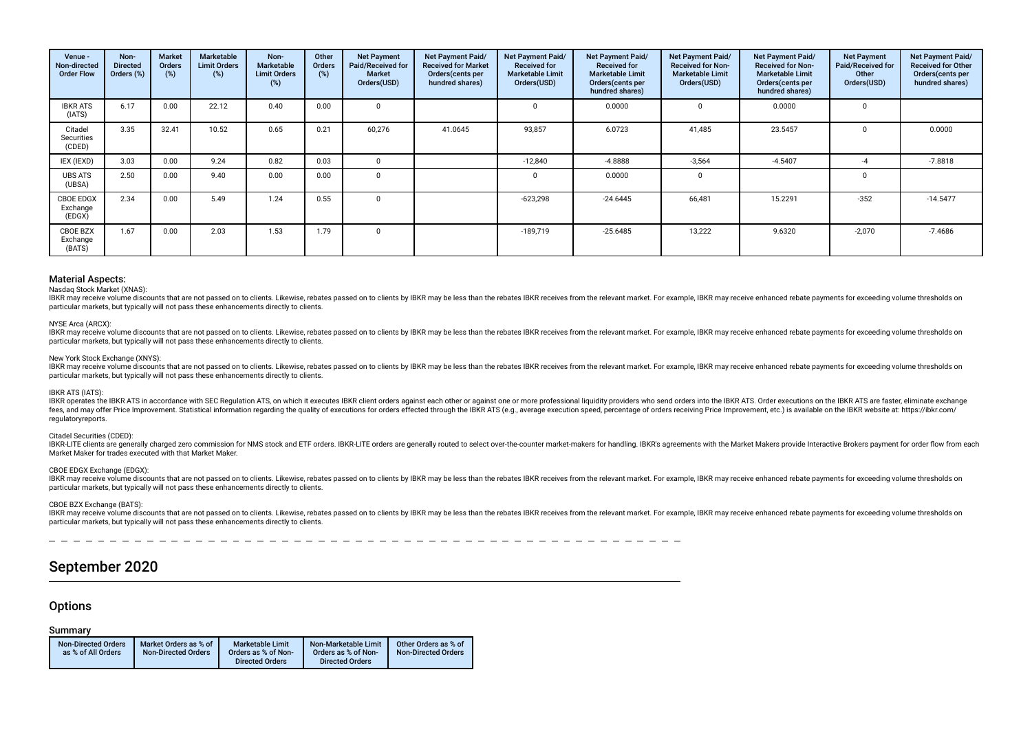| Venue - Non-directed Order Flow | Non-Directed Orders (%) | Market Orders (%) | Marketable Limit Orders (%) | Non-Marketable Limit Orders (%) | Other Orders (%) | Net Payment Paid/Received for Market Orders(USD) | Net Payment Paid/ Received for Market Orders(cents per hundred shares) | Net Payment Paid/ Received for Marketable Limit Orders(USD) | Net Payment Paid/ Received for Marketable Limit Orders(cents per hundred shares) | Net Payment Paid/ Received for Non-Marketable Limit Orders(USD) | Net Payment Paid/ Received for Non-Marketable Limit Orders(cents per hundred shares) | Net Payment Paid/Received for Other Orders(USD) | Net Payment Paid/ Received for Other Orders(cents per hundred shares) |
|---|---|---|---|---|---|---|---|---|---|---|---|---|---|
| IBKR ATS (IATS) | 6.17 | 0.00 | 22.12 | 0.40 | 0.00 | 0 | | 0 | 0.0000 | 0 | 0.0000 | 0 | |
| Citadel Securities (CDED) | 3.35 | 32.41 | 10.52 | 0.65 | 0.21 | 60,276 | 41.0645 | 93,857 | 6.0723 | 41,485 | 23.5457 | 0 | 0.0000 |
| IEX (IEXD) | 3.03 | 0.00 | 9.24 | 0.82 | 0.03 | 0 | | -12,840 | -4.8888 | -3,564 | -4.5407 | -4 | -7.8818 |
| UBS ATS (UBSA) | 2.50 | 0.00 | 9.40 | 0.00 | 0.00 | 0 | | 0 | 0.0000 | 0 | | 0 | |
| CBOE EDGX Exchange (EDGX) | 2.34 | 0.00 | 5.49 | 1.24 | 0.55 | 0 | | -623,298 | -24.6445 | 66,481 | 15.2291 | -352 | -14.5477 |
| CBOE BZX Exchange (BATS) | 1.67 | 0.00 | 2.03 | 1.53 | 1.79 | 0 | | -189,719 | -25.6485 | 13,222 | 9.6320 | -2,070 | -7.4686 |

### Material Aspects:

Nasdaq Stock Market (XNAS):

IBKR may receive volume discounts that are not passed on to clients. Likewise, rebates passed on to clients by IBKR may be less than the rebates IBKR receives from the relevant market. For example, IBKR may receive enhanced rebate payments for exceeding volume thresholds on particular markets, but typically will not pass these enhancements directly to clients.

NYSE Arca (ARCX):

IBKR may receive volume discounts that are not passed on to clients. Likewise, rebates passed on to clients by IBKR may be less than the rebates IBKR receives from the relevant market. For example, IBKR may receive enhanced rebate payments for exceeding volume thresholds on particular markets, but typically will not pass these enhancements directly to clients.

New York Stock Exchange (XNYS):

IBKR may receive volume discounts that are not passed on to clients. Likewise, rebates passed on to clients by IBKR may be less than the rebates IBKR receives from the relevant market. For example, IBKR may receive enhanced rebate payments for exceeding volume thresholds on particular markets, but typically will not pass these enhancements directly to clients.

IBKR ATS (IATS):

IBKR operates the IBKR ATS in accordance with SEC Regulation ATS, on which it executes IBKR client orders against each other or against one or more professional liquidity providers who send orders into the IBKR ATS. Order executions on the IBKR ATS are faster, eliminate exchange fees, and may offer Price Improvement. Statistical information regarding the quality of executions for orders effected through the IBKR ATS (e.g., average execution speed, percentage of orders receiving Price Improvement, etc.) is available on the IBKR website at: https://ibkr.com/regulatoryreports.

Citadel Securities (CDED):

IBKR-LITE clients are generally charged zero commission for NMS stock and ETF orders. IBKR-LITE orders are generally routed to select over-the-counter market-makers for handling. IBKR's agreements with the Market Makers provide Interactive Brokers payment for order flow from each Market Maker for trades executed with that Market Maker.

CBOE EDGX Exchange (EDGX):

IBKR may receive volume discounts that are not passed on to clients. Likewise, rebates passed on to clients by IBKR may be less than the rebates IBKR receives from the relevant market. For example, IBKR may receive enhanced rebate payments for exceeding volume thresholds on particular markets, but typically will not pass these enhancements directly to clients.

CBOE BZX Exchange (BATS):

IBKR may receive volume discounts that are not passed on to clients. Likewise, rebates passed on to clients by IBKR may be less than the rebates IBKR receives from the relevant market. For example, IBKR may receive enhanced rebate payments for exceeding volume thresholds on particular markets, but typically will not pass these enhancements directly to clients.

# September 2020

## Options

### Summary

| Non-Directed Orders as % of All Orders | Market Orders as % of Non-Directed Orders | Marketable Limit Orders as % of Non-Directed Orders | Non-Marketable Limit Orders as % of Non-Directed Orders | Other Orders as % of Non-Directed Orders |
|---|---|---|---|---|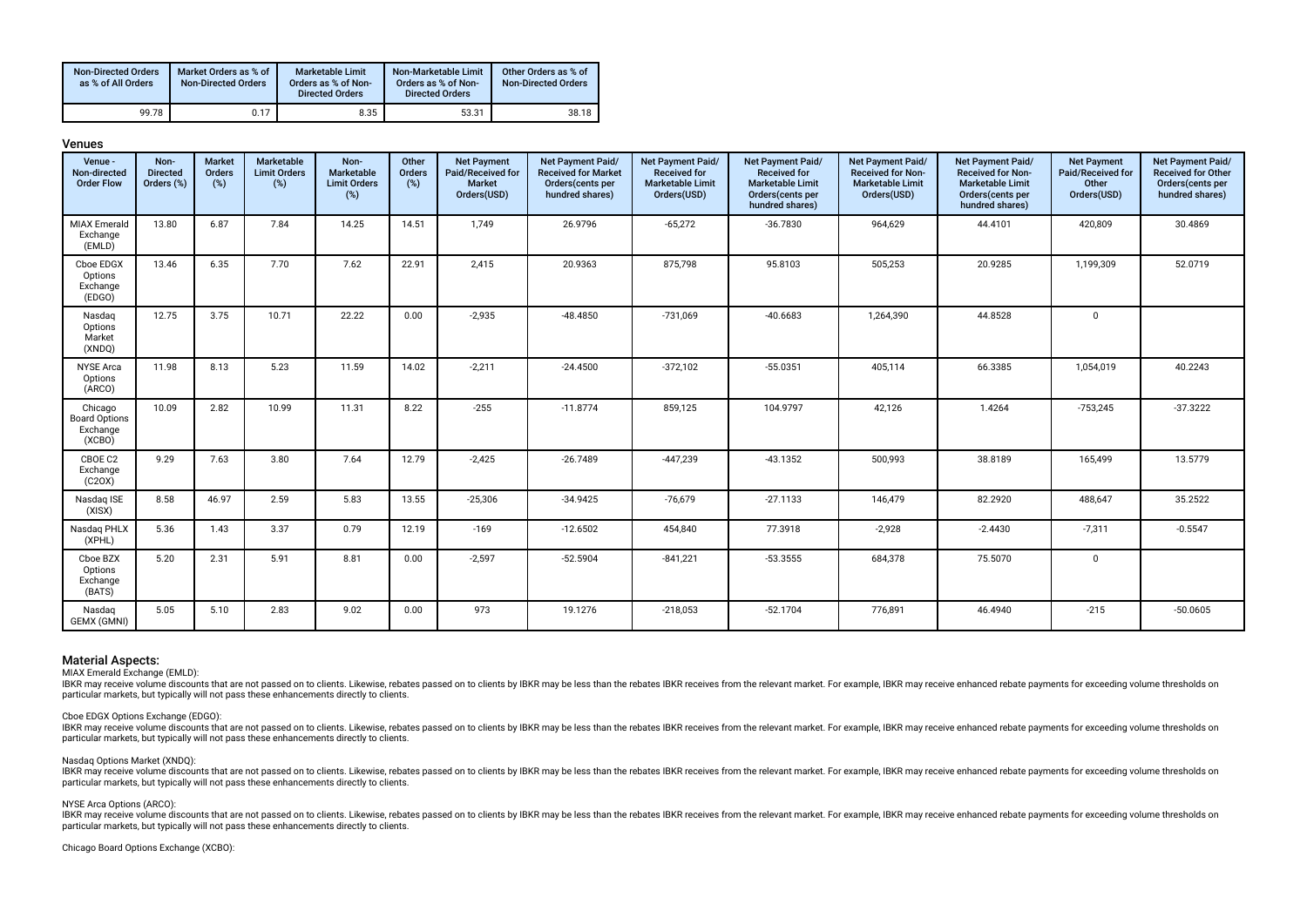| Non-Directed Orders as % of All Orders | Market Orders as % of Non-Directed Orders | Marketable Limit Orders as % of Non-Directed Orders | Non-Marketable Limit Orders as % of Non-Directed Orders | Other Orders as % of Non-Directed Orders |
|---|---|---|---|---|
| 99.78 | 0.17 | 8.35 | 53.31 | 38.18 |

## Venues

| Venue - Non-directed Order Flow | Non-Directed Orders (%) | Market Orders (%) | Marketable Limit Orders (%) | Non-Marketable Limit Orders (%) | Other Orders (%) | Net Payment Paid/Received for Market Orders(USD) | Net Payment Paid/ Received for Market Orders(cents per hundred shares) | Net Payment Paid/ Received for Marketable Limit Orders(USD) | Net Payment Paid/ Received for Marketable Limit Orders(cents per hundred shares) | Net Payment Paid/ Received for Non-Marketable Limit Orders(USD) | Net Payment Paid/ Received for Non-Marketable Limit Orders(cents per hundred shares) | Net Payment Paid/Received for Other Orders(USD) | Net Payment Paid/ Received for Other Orders(cents per hundred shares) |
|---|---|---|---|---|---|---|---|---|---|---|---|---|---|
| MIAX Emerald Exchange (EMLD) | 13.80 | 6.87 | 7.84 | 14.25 | 14.51 | 1,749 | 26.9796 | -65,272 | -36.7830 | 964,629 | 44.4101 | 420,809 | 30.4869 |
| Cboe EDGX Options Exchange (EDGO) | 13.46 | 6.35 | 7.70 | 7.62 | 22.91 | 2,415 | 20.9363 | 875,798 | 95.8103 | 505,253 | 20.9285 | 1,199,309 | 52.0719 |
| Nasdaq Options Market (XNDQ) | 12.75 | 3.75 | 10.71 | 22.22 | 0.00 | -2,935 | -48.4850 | -731,069 | -40.6683 | 1,264,390 | 44.8528 | 0 | |
| NYSE Arca Options (ARCO) | 11.98 | 8.13 | 5.23 | 11.59 | 14.02 | -2,211 | -24.4500 | -372,102 | -55.0351 | 405,114 | 66.3385 | 1,054,019 | 40.2243 |
| Chicago Board Options Exchange (XCBO) | 10.09 | 2.82 | 10.99 | 11.31 | 8.22 | -255 | -11.8774 | 859,125 | 104.9797 | 42,126 | 1.4264 | -753,245 | -37.3222 |
| CBOE C2 Exchange (C2OX) | 9.29 | 7.63 | 3.80 | 7.64 | 12.79 | -2,425 | -26.7489 | -447,239 | -43.1352 | 500,993 | 38.8189 | 165,499 | 13.5779 |
| Nasdaq ISE (XISX) | 8.58 | 46.97 | 2.59 | 5.83 | 13.55 | -25,306 | -34.9425 | -76,679 | -27.1133 | 146,479 | 82.2920 | 488,647 | 35.2522 |
| Nasdaq PHLX (XPHL) | 5.36 | 1.43 | 3.37 | 0.79 | 12.19 | -169 | -12.6502 | 454,840 | 77.3918 | -2,928 | -2.4430 | -7,311 | -0.5547 |
| Cboe BZX Options Exchange (BATS) | 5.20 | 2.31 | 5.91 | 8.81 | 0.00 | -2,597 | -52.5904 | -841,221 | -53.3555 | 684,378 | 75.5070 | 0 | |
| Nasdaq GEMX (GMNI) | 5.05 | 5.10 | 2.83 | 9.02 | 0.00 | 973 | 19.1276 | -218,053 | -52.1704 | 776,891 | 46.4940 | -215 | -50.0605 |

## Material Aspects:

MIAX Emerald Exchange (EMLD):

IBKR may receive volume discounts that are not passed on to clients. Likewise, rebates passed on to clients by IBKR may be less than the rebates IBKR receives from the relevant market. For example, IBKR may receive enhanced rebate payments for exceeding volume thresholds on particular markets, but typically will not pass these enhancements directly to clients.

Cboe EDGX Options Exchange (EDGO):

IBKR may receive volume discounts that are not passed on to clients. Likewise, rebates passed on to clients by IBKR may be less than the rebates IBKR receives from the relevant market. For example, IBKR may receive enhanced rebate payments for exceeding volume thresholds on particular markets, but typically will not pass these enhancements directly to clients.

Nasdaq Options Market (XNDQ):

IBKR may receive volume discounts that are not passed on to clients. Likewise, rebates passed on to clients by IBKR may be less than the rebates IBKR receives from the relevant market. For example, IBKR may receive enhanced rebate payments for exceeding volume thresholds on particular markets, but typically will not pass these enhancements directly to clients.

NYSE Arca Options (ARCO):

IBKR may receive volume discounts that are not passed on to clients. Likewise, rebates passed on to clients by IBKR may be less than the rebates IBKR receives from the relevant market. For example, IBKR may receive enhanced rebate payments for exceeding volume thresholds on particular markets, but typically will not pass these enhancements directly to clients.

Chicago Board Options Exchange (XCBO):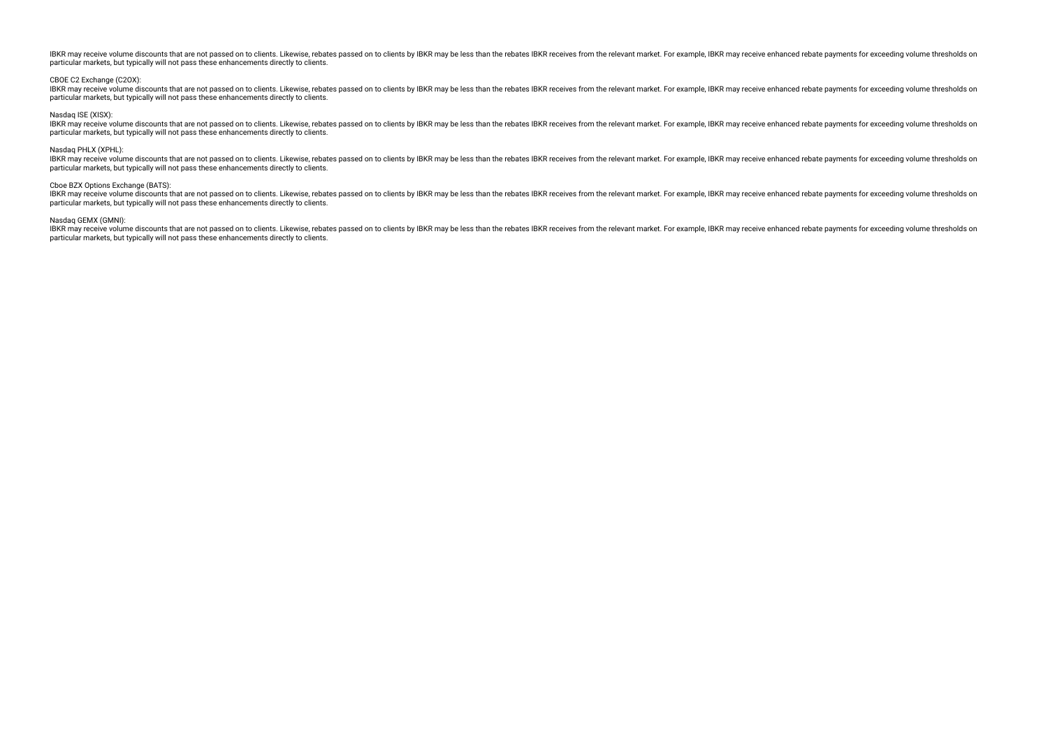IBKR may receive volume discounts that are not passed on to clients. Likewise, rebates passed on to clients by IBKR may be less than the rebates IBKR receives from the relevant market. For example, IBKR may receive enhanced rebate payments for exceeding volume thresholds on particular markets, but typically will not pass these enhancements directly to clients.

CBOE C2 Exchange (C2OX):

IBKR may receive volume discounts that are not passed on to clients. Likewise, rebates passed on to clients by IBKR may be less than the rebates IBKR receives from the relevant market. For example, IBKR may receive enhanced rebate payments for exceeding volume thresholds on particular markets, but typically will not pass these enhancements directly to clients.

Nasdaq ISE (XISX):

IBKR may receive volume discounts that are not passed on to clients. Likewise, rebates passed on to clients by IBKR may be less than the rebates IBKR receives from the relevant market. For example, IBKR may receive enhanced rebate payments for exceeding volume thresholds on particular markets, but typically will not pass these enhancements directly to clients.

Nasdaq PHLX (XPHL):

IBKR may receive volume discounts that are not passed on to clients. Likewise, rebates passed on to clients by IBKR may be less than the rebates IBKR receives from the relevant market. For example, IBKR may receive enhanced rebate payments for exceeding volume thresholds on particular markets, but typically will not pass these enhancements directly to clients.

Cboe BZX Options Exchange (BATS):

IBKR may receive volume discounts that are not passed on to clients. Likewise, rebates passed on to clients by IBKR may be less than the rebates IBKR receives from the relevant market. For example, IBKR may receive enhanced rebate payments for exceeding volume thresholds on particular markets, but typically will not pass these enhancements directly to clients.

Nasdaq GEMX (GMNI):

IBKR may receive volume discounts that are not passed on to clients. Likewise, rebates passed on to clients by IBKR may be less than the rebates IBKR receives from the relevant market. For example, IBKR may receive enhanced rebate payments for exceeding volume thresholds on particular markets, but typically will not pass these enhancements directly to clients.